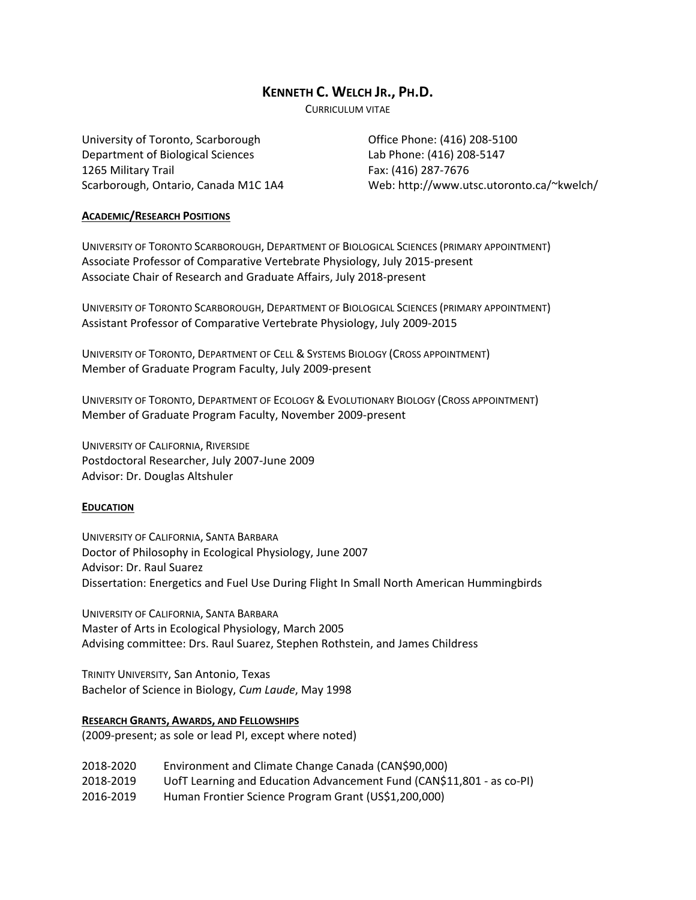# KENNETH C. WELCH JR., PH.D.

CURRICULUM VITAE

University of Toronto, Scarborough
Department of Biological Sciences
1265 Military Trail
Scarborough, Ontario, Canada M1C 1A4

Office Phone: (416) 208-5100
Lab Phone: (416) 208-5147
Fax: (416) 287-7676
Web: http://www.utsc.utoronto.ca/~kwelch/

## ACADEMIC/RESEARCH POSITIONS

UNIVERSITY OF TORONTO SCARBOROUGH, DEPARTMENT OF BIOLOGICAL SCIENCES (PRIMARY APPOINTMENT)
Associate Professor of Comparative Vertebrate Physiology, July 2015-present
Associate Chair of Research and Graduate Affairs, July 2018-present

UNIVERSITY OF TORONTO SCARBOROUGH, DEPARTMENT OF BIOLOGICAL SCIENCES (PRIMARY APPOINTMENT)
Assistant Professor of Comparative Vertebrate Physiology, July 2009-2015

UNIVERSITY OF TORONTO, DEPARTMENT OF CELL & SYSTEMS BIOLOGY (CROSS APPOINTMENT)
Member of Graduate Program Faculty, July 2009-present

UNIVERSITY OF TORONTO, DEPARTMENT OF ECOLOGY & EVOLUTIONARY BIOLOGY (CROSS APPOINTMENT)
Member of Graduate Program Faculty, November 2009-present

UNIVERSITY OF CALIFORNIA, RIVERSIDE
Postdoctoral Researcher, July 2007-June 2009
Advisor: Dr. Douglas Altshuler

## EDUCATION

UNIVERSITY OF CALIFORNIA, SANTA BARBARA
Doctor of Philosophy in Ecological Physiology, June 2007
Advisor: Dr. Raul Suarez
Dissertation: Energetics and Fuel Use During Flight In Small North American Hummingbirds

UNIVERSITY OF CALIFORNIA, SANTA BARBARA
Master of Arts in Ecological Physiology, March 2005
Advising committee: Drs. Raul Suarez, Stephen Rothstein, and James Childress

TRINITY UNIVERSITY, San Antonio, Texas
Bachelor of Science in Biology, *Cum Laude*, May 1998

## RESEARCH GRANTS, AWARDS, AND FELLOWSHIPS

(2009-present; as sole or lead PI, except where noted)

| | |
|---|---|
| 2018-2020 | Environment and Climate Change Canada (CAN$90,000) |
| 2018-2019 | UofT Learning and Education Advancement Fund (CAN$11,801 - as co-PI) |
| 2016-2019 | Human Frontier Science Program Grant (US$1,200,000) |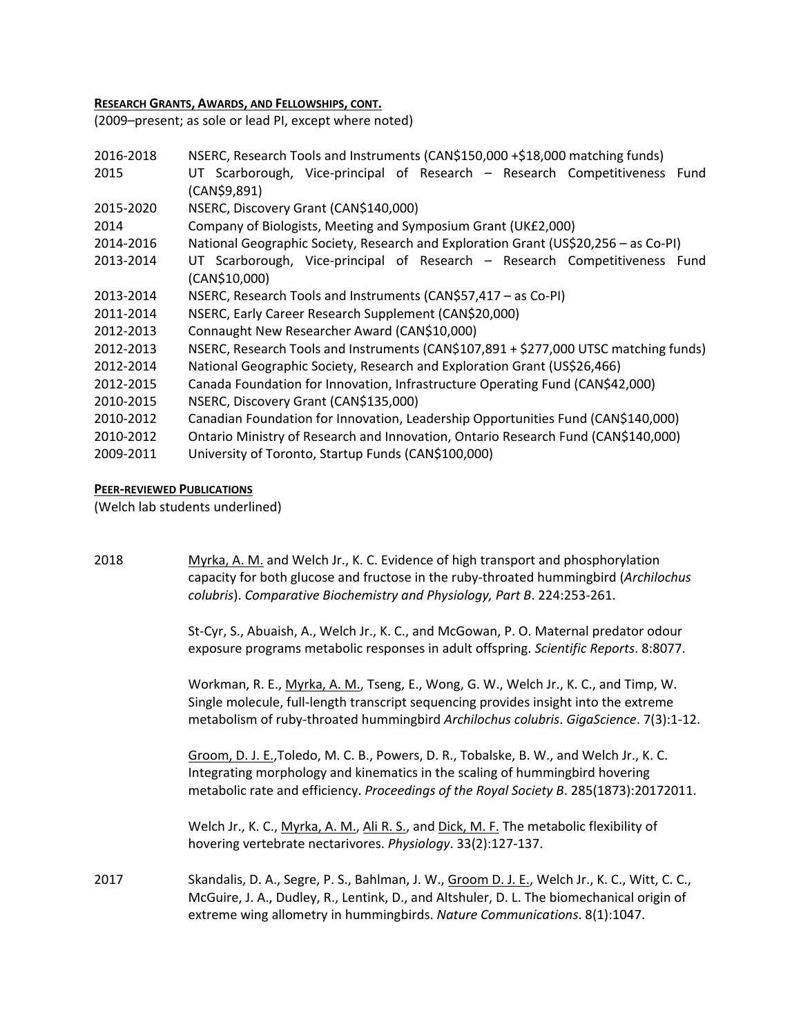## Research Grants, Awards, and Fellowships, cont.

(2009–present; as sole or lead PI, except where noted)

| | |
|---|---|
| 2016-2018 | NSERC, Research Tools and Instruments (CAN$150,000 +$18,000 matching funds) |
| 2015 | UT Scarborough, Vice-principal of Research – Research Competitiveness Fund (CAN$9,891) |
| 2015-2020 | NSERC, Discovery Grant (CAN$140,000) |
| 2014 | Company of Biologists, Meeting and Symposium Grant (UK£2,000) |
| 2014-2016 | National Geographic Society, Research and Exploration Grant (US$20,256 – as Co-PI) |
| 2013-2014 | UT Scarborough, Vice-principal of Research – Research Competitiveness Fund (CAN$10,000) |
| 2013-2014 | NSERC, Research Tools and Instruments (CAN$57,417 – as Co-PI) |
| 2011-2014 | NSERC, Early Career Research Supplement (CAN$20,000) |
| 2012-2013 | Connaught New Researcher Award (CAN$10,000) |
| 2012-2013 | NSERC, Research Tools and Instruments (CAN$107,891 + $277,000 UTSC matching funds) |
| 2012-2014 | National Geographic Society, Research and Exploration Grant (US$26,466) |
| 2012-2015 | Canada Foundation for Innovation, Infrastructure Operating Fund (CAN$42,000) |
| 2010-2015 | NSERC, Discovery Grant (CAN$135,000) |
| 2010-2012 | Canadian Foundation for Innovation, Leadership Opportunities Fund (CAN$140,000) |
| 2010-2012 | Ontario Ministry of Research and Innovation, Ontario Research Fund (CAN$140,000) |
| 2009-2011 | University of Toronto, Startup Funds (CAN$100,000) |

## Peer-reviewed Publications

(Welch lab students underlined)

**2018**

Myrka, A. M. and Welch Jr., K. C. Evidence of high transport and phosphorylation capacity for both glucose and fructose in the ruby-throated hummingbird (*Archilochus colubris*). *Comparative Biochemistry and Physiology, Part B*. 224:253-261.

St-Cyr, S., Abuaish, A., Welch Jr., K. C., and McGowan, P. O. Maternal predator odour exposure programs metabolic responses in adult offspring. *Scientific Reports*. 8:8077.

Workman, R. E., Myrka, A. M., Tseng, E., Wong, G. W., Welch Jr., K. C., and Timp, W. Single molecule, full-length transcript sequencing provides insight into the extreme metabolism of ruby-throated hummingbird *Archilochus colubris*. *GigaScience*. 7(3):1-12.

Groom, D. J. E., Toledo, M. C. B., Powers, D. R., Tobalske, B. W., and Welch Jr., K. C. Integrating morphology and kinematics in the scaling of hummingbird hovering metabolic rate and efficiency. *Proceedings of the Royal Society B*. 285(1873):20172011.

Welch Jr., K. C., Myrka, A. M., Ali R. S., and Dick, M. F. The metabolic flexibility of hovering vertebrate nectarivores. *Physiology*. 33(2):127-137.

**2017**

Skandalis, D. A., Segre, P. S., Bahlman, J. W., Groom D. J. E., Welch Jr., K. C., Witt, C. C., McGuire, J. A., Dudley, R., Lentink, D., and Altshuler, D. L. The biomechanical origin of extreme wing allometry in hummingbirds. *Nature Communications*. 8(1):1047.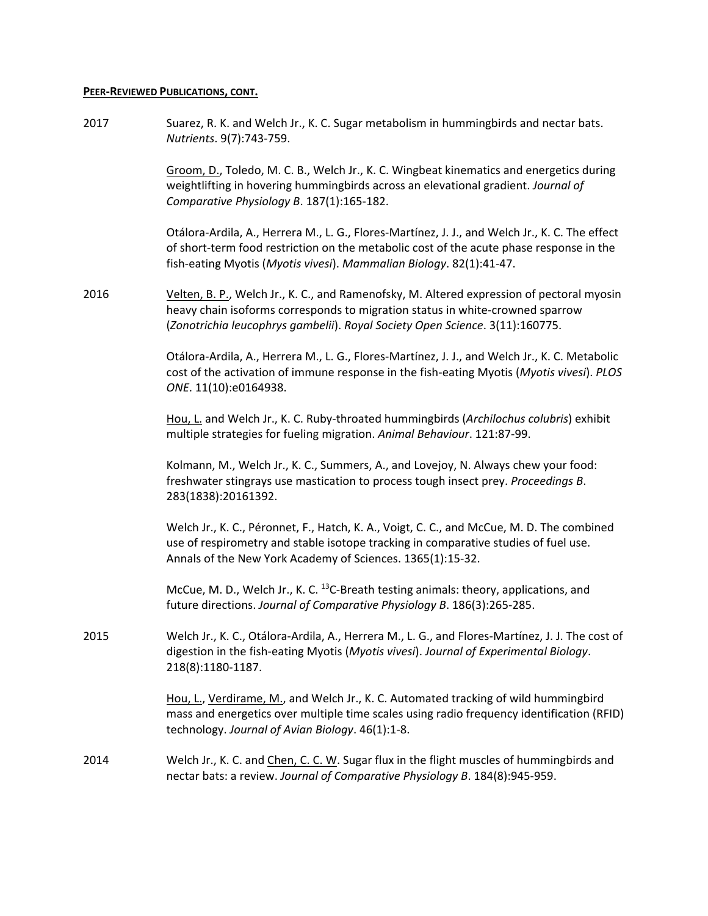**<u>PEER-REVIEWED PUBLICATIONS, CONT.</u>**

2017

Suarez, R. K. and Welch Jr., K. C. Sugar metabolism in hummingbirds and nectar bats. *Nutrients*. 9(7):743-759.

<u>Groom, D.</u>, Toledo, M. C. B., Welch Jr., K. C. Wingbeat kinematics and energetics during weightlifting in hovering hummingbirds across an elevational gradient. *Journal of Comparative Physiology B*. 187(1):165-182.

Otálora-Ardila, A., Herrera M., L. G., Flores-Martínez, J. J., and Welch Jr., K. C. The effect of short-term food restriction on the metabolic cost of the acute phase response in the fish-eating Myotis (*Myotis vivesi*). *Mammalian Biology*. 82(1):41-47.

2016

<u>Velten, B. P.</u>, Welch Jr., K. C., and Ramenofsky, M. Altered expression of pectoral myosin heavy chain isoforms corresponds to migration status in white-crowned sparrow (*Zonotrichia leucophrys gambelii*). *Royal Society Open Science*. 3(11):160775.

Otálora-Ardila, A., Herrera M., L. G., Flores-Martínez, J. J., and Welch Jr., K. C. Metabolic cost of the activation of immune response in the fish-eating Myotis (*Myotis vivesi*). *PLOS ONE*. 11(10):e0164938.

<u>Hou, L.</u> and Welch Jr., K. C. Ruby-throated hummingbirds (*Archilochus colubris*) exhibit multiple strategies for fueling migration. *Animal Behaviour*. 121:87-99.

Kolmann, M., Welch Jr., K. C., Summers, A., and Lovejoy, N. Always chew your food: freshwater stingrays use mastication to process tough insect prey. *Proceedings B*. 283(1838):20161392.

Welch Jr., K. C., Péronnet, F., Hatch, K. A., Voigt, C. C., and McCue, M. D. The combined use of respirometry and stable isotope tracking in comparative studies of fuel use. Annals of the New York Academy of Sciences. 1365(1):15-32.

McCue, M. D., Welch Jr., K. C. $^{13}$C-Breath testing animals: theory, applications, and future directions. *Journal of Comparative Physiology B*. 186(3):265-285.

2015

Welch Jr., K. C., Otálora-Ardila, A., Herrera M., L. G., and Flores-Martínez, J. J. The cost of digestion in the fish-eating Myotis (*Myotis vivesi*). *Journal of Experimental Biology*. 218(8):1180-1187.

<u>Hou, L.</u>, <u>Verdirame, M.</u>, and Welch Jr., K. C. Automated tracking of wild hummingbird mass and energetics over multiple time scales using radio frequency identification (RFID) technology. *Journal of Avian Biology*. 46(1):1-8.

2014

Welch Jr., K. C. and <u>Chen, C. C. W</u>. Sugar flux in the flight muscles of hummingbirds and nectar bats: a review. *Journal of Comparative Physiology B*. 184(8):945-959.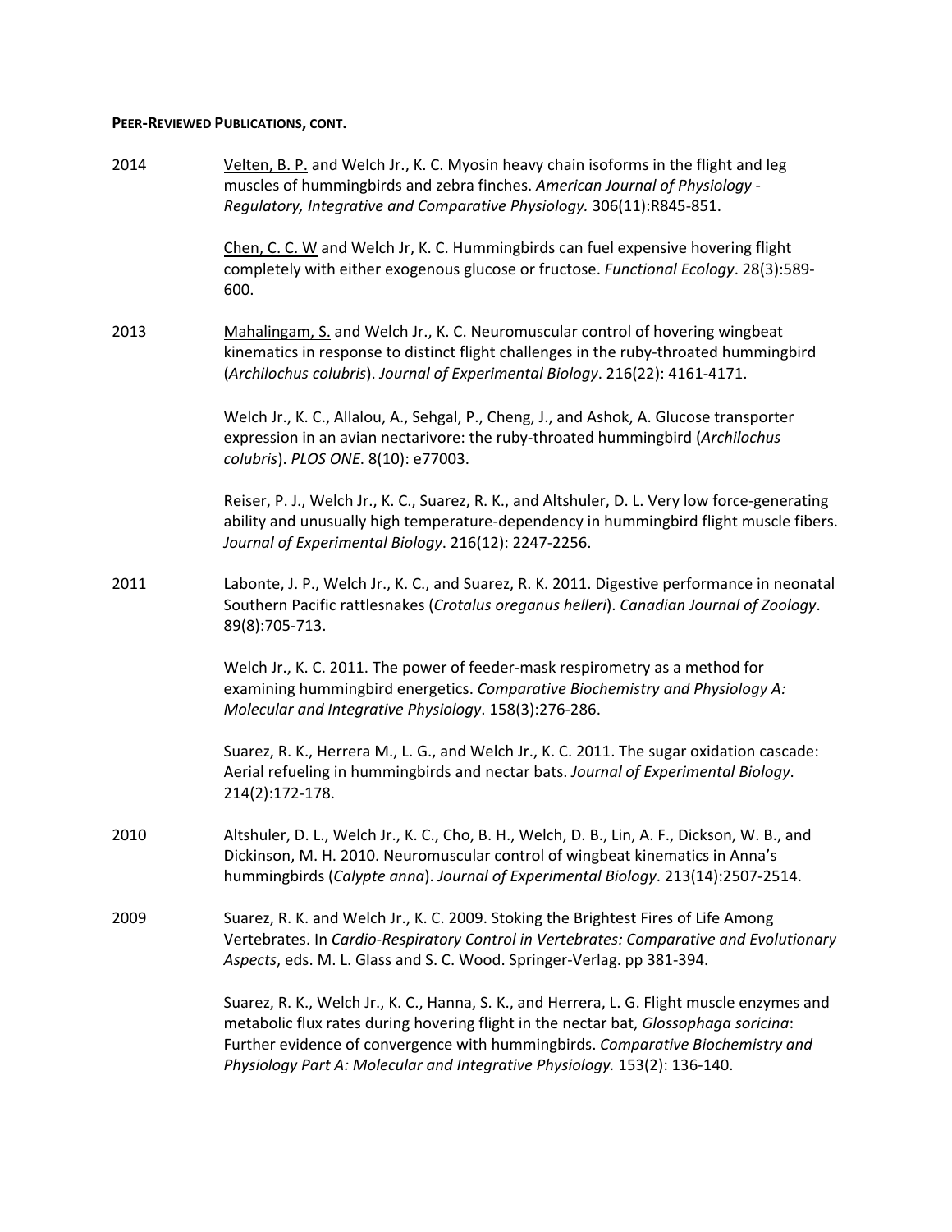**PEER-REVIEWED PUBLICATIONS, CONT.**

2014

<u>Velten, B. P.</u> and Welch Jr., K. C. Myosin heavy chain isoforms in the flight and leg muscles of hummingbirds and zebra finches. *American Journal of Physiology - Regulatory, Integrative and Comparative Physiology.* 306(11):R845-851.

<u>Chen, C. C. W</u> and Welch Jr, K. C. Hummingbirds can fuel expensive hovering flight completely with either exogenous glucose or fructose. *Functional Ecology*. 28(3):589-600.

2013

<u>Mahalingam, S.</u> and Welch Jr., K. C. Neuromuscular control of hovering wingbeat kinematics in response to distinct flight challenges in the ruby-throated hummingbird (*Archilochus colubris*). *Journal of Experimental Biology*. 216(22): 4161-4171.

Welch Jr., K. C., <u>Allalou, A.</u>, <u>Sehgal, P.</u>, <u>Cheng, J.</u>, and Ashok, A. Glucose transporter expression in an avian nectarivore: the ruby-throated hummingbird (*Archilochus colubris*). *PLOS ONE*. 8(10): e77003.

Reiser, P. J., Welch Jr., K. C., Suarez, R. K., and Altshuler, D. L. Very low force-generating ability and unusually high temperature-dependency in hummingbird flight muscle fibers. *Journal of Experimental Biology*. 216(12): 2247-2256.

2011

Labonte, J. P., Welch Jr., K. C., and Suarez, R. K. 2011. Digestive performance in neonatal Southern Pacific rattlesnakes (*Crotalus oreganus helleri*). *Canadian Journal of Zoology*. 89(8):705-713.

Welch Jr., K. C. 2011. The power of feeder-mask respirometry as a method for examining hummingbird energetics. *Comparative Biochemistry and Physiology A: Molecular and Integrative Physiology*. 158(3):276-286.

Suarez, R. K., Herrera M., L. G., and Welch Jr., K. C. 2011. The sugar oxidation cascade: Aerial refueling in hummingbirds and nectar bats. *Journal of Experimental Biology*. 214(2):172-178.

2010

Altshuler, D. L., Welch Jr., K. C., Cho, B. H., Welch, D. B., Lin, A. F., Dickson, W. B., and Dickinson, M. H. 2010. Neuromuscular control of wingbeat kinematics in Anna's hummingbirds (*Calypte anna*). *Journal of Experimental Biology*. 213(14):2507-2514.

2009

Suarez, R. K. and Welch Jr., K. C. 2009. Stoking the Brightest Fires of Life Among Vertebrates. In *Cardio-Respiratory Control in Vertebrates: Comparative and Evolutionary Aspects*, eds. M. L. Glass and S. C. Wood. Springer-Verlag. pp 381-394.

Suarez, R. K., Welch Jr., K. C., Hanna, S. K., and Herrera, L. G. Flight muscle enzymes and metabolic flux rates during hovering flight in the nectar bat, *Glossophaga soricina*: Further evidence of convergence with hummingbirds. *Comparative Biochemistry and Physiology Part A: Molecular and Integrative Physiology.* 153(2): 136-140.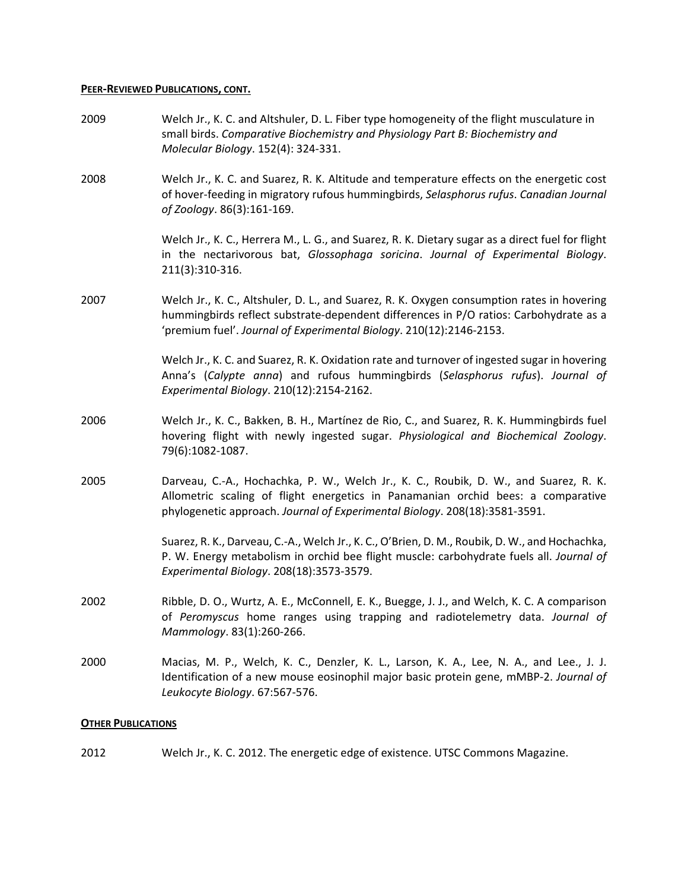**PEER-REVIEWED PUBLICATIONS, CONT.**

2009 Welch Jr., K. C. and Altshuler, D. L. Fiber type homogeneity of the flight musculature in small birds. *Comparative Biochemistry and Physiology Part B: Biochemistry and Molecular Biology*. 152(4): 324-331.

2008 Welch Jr., K. C. and Suarez, R. K. Altitude and temperature effects on the energetic cost of hover-feeding in migratory rufous hummingbirds, *Selasphorus rufus*. *Canadian Journal of Zoology*. 86(3):161-169.

Welch Jr., K. C., Herrera M., L. G., and Suarez, R. K. Dietary sugar as a direct fuel for flight in the nectarivorous bat, *Glossophaga soricina*. *Journal of Experimental Biology*. 211(3):310-316.

2007 Welch Jr., K. C., Altshuler, D. L., and Suarez, R. K. Oxygen consumption rates in hovering hummingbirds reflect substrate-dependent differences in P/O ratios: Carbohydrate as a 'premium fuel'. *Journal of Experimental Biology*. 210(12):2146-2153.

Welch Jr., K. C. and Suarez, R. K. Oxidation rate and turnover of ingested sugar in hovering Anna's (*Calypte anna*) and rufous hummingbirds (*Selasphorus rufus*). *Journal of Experimental Biology*. 210(12):2154-2162.

2006 Welch Jr., K. C., Bakken, B. H., Martínez de Rio, C., and Suarez, R. K. Hummingbirds fuel hovering flight with newly ingested sugar. *Physiological and Biochemical Zoology*. 79(6):1082-1087.

2005 Darveau, C.-A., Hochachka, P. W., Welch Jr., K. C., Roubik, D. W., and Suarez, R. K. Allometric scaling of flight energetics in Panamanian orchid bees: a comparative phylogenetic approach. *Journal of Experimental Biology*. 208(18):3581-3591.

Suarez, R. K., Darveau, C.-A., Welch Jr., K. C., O'Brien, D. M., Roubik, D. W., and Hochachka, P. W. Energy metabolism in orchid bee flight muscle: carbohydrate fuels all. *Journal of Experimental Biology*. 208(18):3573-3579.

2002 Ribble, D. O., Wurtz, A. E., McConnell, E. K., Buegge, J. J., and Welch, K. C. A comparison of *Peromyscus* home ranges using trapping and radiotelemetry data. *Journal of Mammology*. 83(1):260-266.

2000 Macias, M. P., Welch, K. C., Denzler, K. L., Larson, K. A., Lee, N. A., and Lee., J. J. Identification of a new mouse eosinophil major basic protein gene, mMBP-2. *Journal of Leukocyte Biology*. 67:567-576.

**OTHER PUBLICATIONS**

2012 Welch Jr., K. C. 2012. The energetic edge of existence. UTSC Commons Magazine.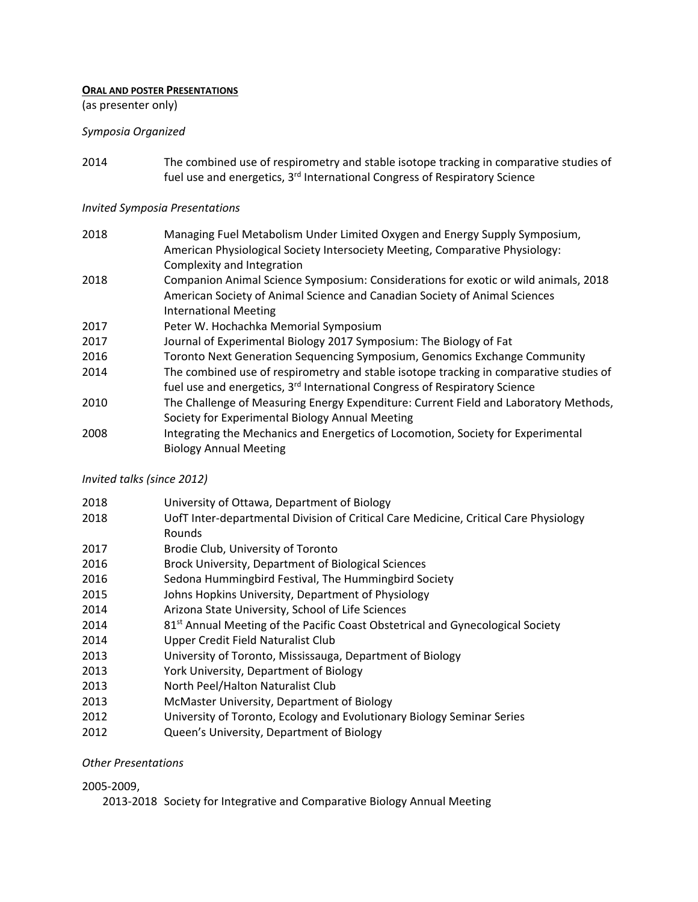**ORAL AND POSTER PRESENTATIONS**

(as presenter only)

*Symposia Organized*

2014 The combined use of respirometry and stable isotope tracking in comparative studies of fuel use and energetics, 3rd International Congress of Respiratory Science

*Invited Symposia Presentations*

2018 Managing Fuel Metabolism Under Limited Oxygen and Energy Supply Symposium, American Physiological Society Intersociety Meeting, Comparative Physiology: Complexity and Integration

2018 Companion Animal Science Symposium: Considerations for exotic or wild animals, 2018 American Society of Animal Science and Canadian Society of Animal Sciences International Meeting

2017 Peter W. Hochachka Memorial Symposium

2017 Journal of Experimental Biology 2017 Symposium: The Biology of Fat

2016 Toronto Next Generation Sequencing Symposium, Genomics Exchange Community

2014 The combined use of respirometry and stable isotope tracking in comparative studies of fuel use and energetics, 3rd International Congress of Respiratory Science

2010 The Challenge of Measuring Energy Expenditure: Current Field and Laboratory Methods, Society for Experimental Biology Annual Meeting

2008 Integrating the Mechanics and Energetics of Locomotion, Society for Experimental Biology Annual Meeting

*Invited talks (since 2012)*

2018 University of Ottawa, Department of Biology

2018 UofT Inter-departmental Division of Critical Care Medicine, Critical Care Physiology Rounds

2017 Brodie Club, University of Toronto

2016 Brock University, Department of Biological Sciences

2016 Sedona Hummingbird Festival, The Hummingbird Society

2015 Johns Hopkins University, Department of Physiology

2014 Arizona State University, School of Life Sciences

2014 81st Annual Meeting of the Pacific Coast Obstetrical and Gynecological Society

2014 Upper Credit Field Naturalist Club

2013 University of Toronto, Mississauga, Department of Biology

2013 York University, Department of Biology

2013 North Peel/Halton Naturalist Club

2013 McMaster University, Department of Biology

2012 University of Toronto, Ecology and Evolutionary Biology Seminar Series

2012 Queen's University, Department of Biology

*Other Presentations*

2005-2009,
2013-2018 Society for Integrative and Comparative Biology Annual Meeting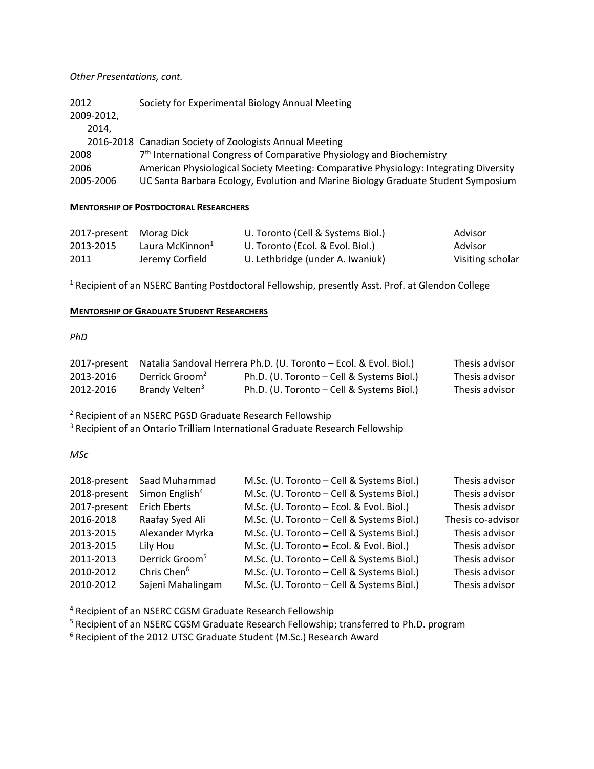*Other Presentations, cont.*

| | |
|---|---|
| 2012 | Society for Experimental Biology Annual Meeting |
| 2009-2012, 2014, 2016-2018 | Canadian Society of Zoologists Annual Meeting |
| 2008 | 7th International Congress of Comparative Physiology and Biochemistry |
| 2006 | American Physiological Society Meeting: Comparative Physiology: Integrating Diversity |
| 2005-2006 | UC Santa Barbara Ecology, Evolution and Marine Biology Graduate Student Symposium |

## MENTORSHIP OF POSTDOCTORAL RESEARCHERS

| | | | |
|---|---|---|---|
| 2017-present | Morag Dick | U. Toronto (Cell & Systems Biol.) | Advisor |
| 2013-2015 | Laura McKinnon[1] | U. Toronto (Ecol. & Evol. Biol.) | Advisor |
| 2011 | Jeremy Corfield | U. Lethbridge (under A. Iwaniuk) | Visiting scholar |

[1] Recipient of an NSERC Banting Postdoctoral Fellowship, presently Asst. Prof. at Glendon College

## MENTORSHIP OF GRADUATE STUDENT RESEARCHERS

*PhD*

| | | | |
|---|---|---|---|
| 2017-present | Natalia Sandoval Herrera | Ph.D. (U. Toronto – Ecol. & Evol. Biol.) | Thesis advisor |
| 2013-2016 | Derrick Groom[2] | Ph.D. (U. Toronto – Cell & Systems Biol.) | Thesis advisor |
| 2012-2016 | Brandy Velten[3] | Ph.D. (U. Toronto – Cell & Systems Biol.) | Thesis advisor |

[2] Recipient of an NSERC PGSD Graduate Research Fellowship
[3] Recipient of an Ontario Trilliam International Graduate Research Fellowship

*MSc*

| | | | |
|---|---|---|---|
| 2018-present | Saad Muhammad | M.Sc. (U. Toronto – Cell & Systems Biol.) | Thesis advisor |
| 2018-present | Simon English[4] | M.Sc. (U. Toronto – Cell & Systems Biol.) | Thesis advisor |
| 2017-present | Erich Eberts | M.Sc. (U. Toronto – Ecol. & Evol. Biol.) | Thesis advisor |
| 2016-2018 | Raafay Syed Ali | M.Sc. (U. Toronto – Cell & Systems Biol.) | Thesis co-advisor |
| 2013-2015 | Alexander Myrka | M.Sc. (U. Toronto – Cell & Systems Biol.) | Thesis advisor |
| 2013-2015 | Lily Hou | M.Sc. (U. Toronto – Ecol. & Evol. Biol.) | Thesis advisor |
| 2011-2013 | Derrick Groom[5] | M.Sc. (U. Toronto – Cell & Systems Biol.) | Thesis advisor |
| 2010-2012 | Chris Chen[6] | M.Sc. (U. Toronto – Cell & Systems Biol.) | Thesis advisor |
| 2010-2012 | Sajeni Mahalingam | M.Sc. (U. Toronto – Cell & Systems Biol.) | Thesis advisor |

[4] Recipient of an NSERC CGSM Graduate Research Fellowship
[5] Recipient of an NSERC CGSM Graduate Research Fellowship; transferred to Ph.D. program
[6] Recipient of the 2012 UTSC Graduate Student (M.Sc.) Research Award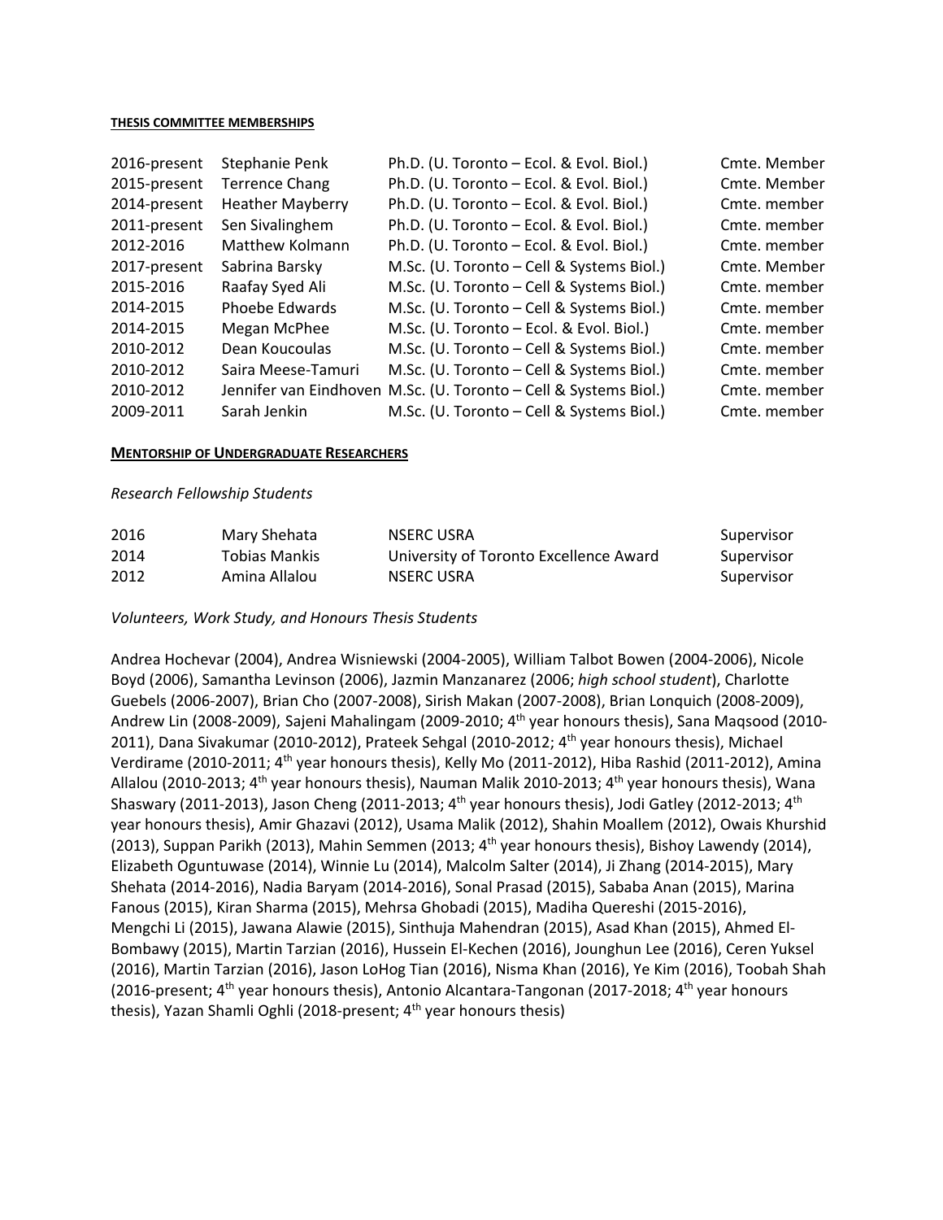**THESIS COMMITTEE MEMBERSHIPS**

| | | | |
|---|---|---|---|
| 2016-present | Stephanie Penk | Ph.D. (U. Toronto – Ecol. & Evol. Biol.) | Cmte. Member |
| 2015-present | Terrence Chang | Ph.D. (U. Toronto – Ecol. & Evol. Biol.) | Cmte. Member |
| 2014-present | Heather Mayberry | Ph.D. (U. Toronto – Ecol. & Evol. Biol.) | Cmte. member |
| 2011-present | Sen Sivalinghem | Ph.D. (U. Toronto – Ecol. & Evol. Biol.) | Cmte. member |
| 2012-2016 | Matthew Kolmann | Ph.D. (U. Toronto – Ecol. & Evol. Biol.) | Cmte. member |
| 2017-present | Sabrina Barsky | M.Sc. (U. Toronto – Cell & Systems Biol.) | Cmte. Member |
| 2015-2016 | Raafay Syed Ali | M.Sc. (U. Toronto – Cell & Systems Biol.) | Cmte. member |
| 2014-2015 | Phoebe Edwards | M.Sc. (U. Toronto – Cell & Systems Biol.) | Cmte. member |
| 2014-2015 | Megan McPhee | M.Sc. (U. Toronto – Ecol. & Evol. Biol.) | Cmte. member |
| 2010-2012 | Dean Koucoulas | M.Sc. (U. Toronto – Cell & Systems Biol.) | Cmte. member |
| 2010-2012 | Saira Meese-Tamuri | M.Sc. (U. Toronto – Cell & Systems Biol.) | Cmte. member |
| 2010-2012 | Jennifer van Eindhoven | M.Sc. (U. Toronto – Cell & Systems Biol.) | Cmte. member |
| 2009-2011 | Sarah Jenkin | M.Sc. (U. Toronto – Cell & Systems Biol.) | Cmte. member |

**MENTORSHIP OF UNDERGRADUATE RESEARCHERS**

*Research Fellowship Students*

| | | | |
|---|---|---|---|
| 2016 | Mary Shehata | NSERC USRA | Supervisor |
| 2014 | Tobias Mankis | University of Toronto Excellence Award | Supervisor |
| 2012 | Amina Allalou | NSERC USRA | Supervisor |

*Volunteers, Work Study, and Honours Thesis Students*

Andrea Hochevar (2004), Andrea Wisniewski (2004-2005), William Talbot Bowen (2004-2006), Nicole Boyd (2006), Samantha Levinson (2006), Jazmin Manzanarez (2006; *high school student*), Charlotte Guebels (2006-2007), Brian Cho (2007-2008), Sirish Makan (2007-2008), Brian Lonquich (2008-2009), Andrew Lin (2008-2009), Sajeni Mahalingam (2009-2010; 4th year honours thesis), Sana Maqsood (2010-2011), Dana Sivakumar (2010-2012), Prateek Sehgal (2010-2012; 4th year honours thesis), Michael Verdirame (2010-2011; 4th year honours thesis), Kelly Mo (2011-2012), Hiba Rashid (2011-2012), Amina Allalou (2010-2013; 4th year honours thesis), Nauman Malik 2010-2013; 4th year honours thesis), Wana Shaswary (2011-2013), Jason Cheng (2011-2013; 4th year honours thesis), Jodi Gatley (2012-2013; 4th year honours thesis), Amir Ghazavi (2012), Usama Malik (2012), Shahin Moallem (2012), Owais Khurshid (2013), Suppan Parikh (2013), Mahin Semmen (2013; 4th year honours thesis), Bishoy Lawendy (2014), Elizabeth Oguntuwase (2014), Winnie Lu (2014), Malcolm Salter (2014), Ji Zhang (2014-2015), Mary Shehata (2014-2016), Nadia Baryam (2014-2016), Sonal Prasad (2015), Sababa Anan (2015), Marina Fanous (2015), Kiran Sharma (2015), Mehrsa Ghobadi (2015), Madiha Quereshi (2015-2016), Mengchi Li (2015), Jawana Alawie (2015), Sinthuja Mahendran (2015), Asad Khan (2015), Ahmed El-Bombawy (2015), Martin Tarzian (2016), Hussein El-Kechen (2016), Jounghun Lee (2016), Ceren Yuksel (2016), Martin Tarzian (2016), Jason LoHog Tian (2016), Nisma Khan (2016), Ye Kim (2016), Toobah Shah (2016-present; 4th year honours thesis), Antonio Alcantara-Tangonan (2017-2018; 4th year honours thesis), Yazan Shamli Oghli (2018-present; 4th year honours thesis)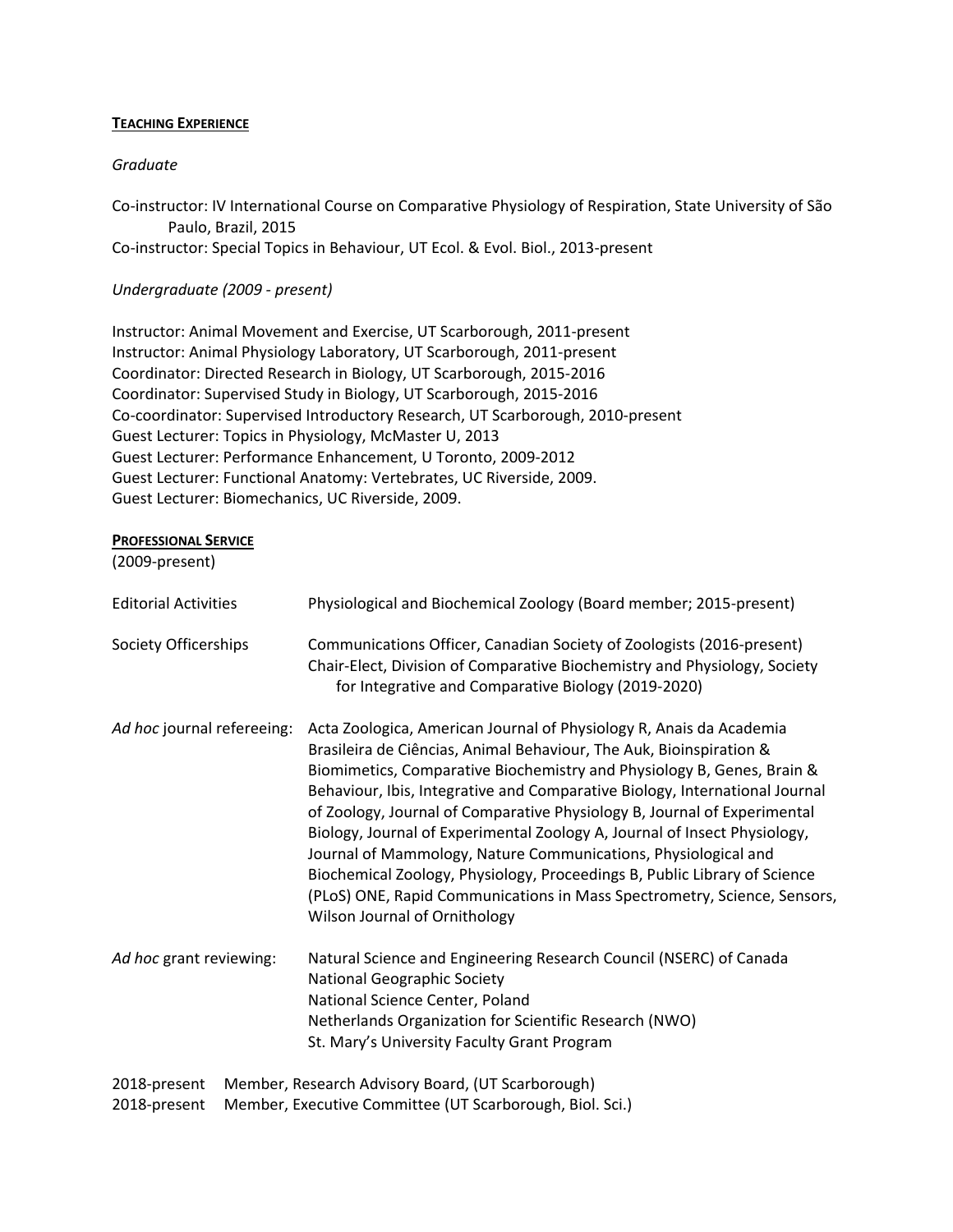## TEACHING EXPERIENCE

*Graduate*

Co-instructor: IV International Course on Comparative Physiology of Respiration, State University of São Paulo, Brazil, 2015
Co-instructor: Special Topics in Behaviour, UT Ecol. & Evol. Biol., 2013-present

*Undergraduate (2009 - present)*

Instructor: Animal Movement and Exercise, UT Scarborough, 2011-present
Instructor: Animal Physiology Laboratory, UT Scarborough, 2011-present
Coordinator: Directed Research in Biology, UT Scarborough, 2015-2016
Coordinator: Supervised Study in Biology, UT Scarborough, 2015-2016
Co-coordinator: Supervised Introductory Research, UT Scarborough, 2010-present
Guest Lecturer: Topics in Physiology, McMaster U, 2013
Guest Lecturer: Performance Enhancement, U Toronto, 2009-2012
Guest Lecturer: Functional Anatomy: Vertebrates, UC Riverside, 2009.
Guest Lecturer: Biomechanics, UC Riverside, 2009.

## PROFESSIONAL SERVICE

(2009-present)

**Editorial Activities:** Physiological and Biochemical Zoology (Board member; 2015-present)

**Society Officerships:**
Communications Officer, Canadian Society of Zoologists (2016-present)
Chair-Elect, Division of Comparative Biochemistry and Physiology, Society for Integrative and Comparative Biology (2019-2020)

***Ad hoc* journal refereeing:** Acta Zoologica, American Journal of Physiology R, Anais da Academia Brasileira de Ciências, Animal Behaviour, The Auk, Bioinspiration & Biomimetics, Comparative Biochemistry and Physiology B, Genes, Brain & Behaviour, Ibis, Integrative and Comparative Biology, International Journal of Zoology, Journal of Comparative Physiology B, Journal of Experimental Biology, Journal of Experimental Zoology A, Journal of Insect Physiology, Journal of Mammology, Nature Communications, Physiological and Biochemical Zoology, Physiology, Proceedings B, Public Library of Science (PLoS) ONE, Rapid Communications in Mass Spectrometry, Science, Sensors, Wilson Journal of Ornithology

***Ad hoc* grant reviewing:**
Natural Science and Engineering Research Council (NSERC) of Canada
National Geographic Society
National Science Center, Poland
Netherlands Organization for Scientific Research (NWO)
St. Mary's University Faculty Grant Program

2018-present Member, Research Advisory Board, (UT Scarborough)
2018-present Member, Executive Committee (UT Scarborough, Biol. Sci.)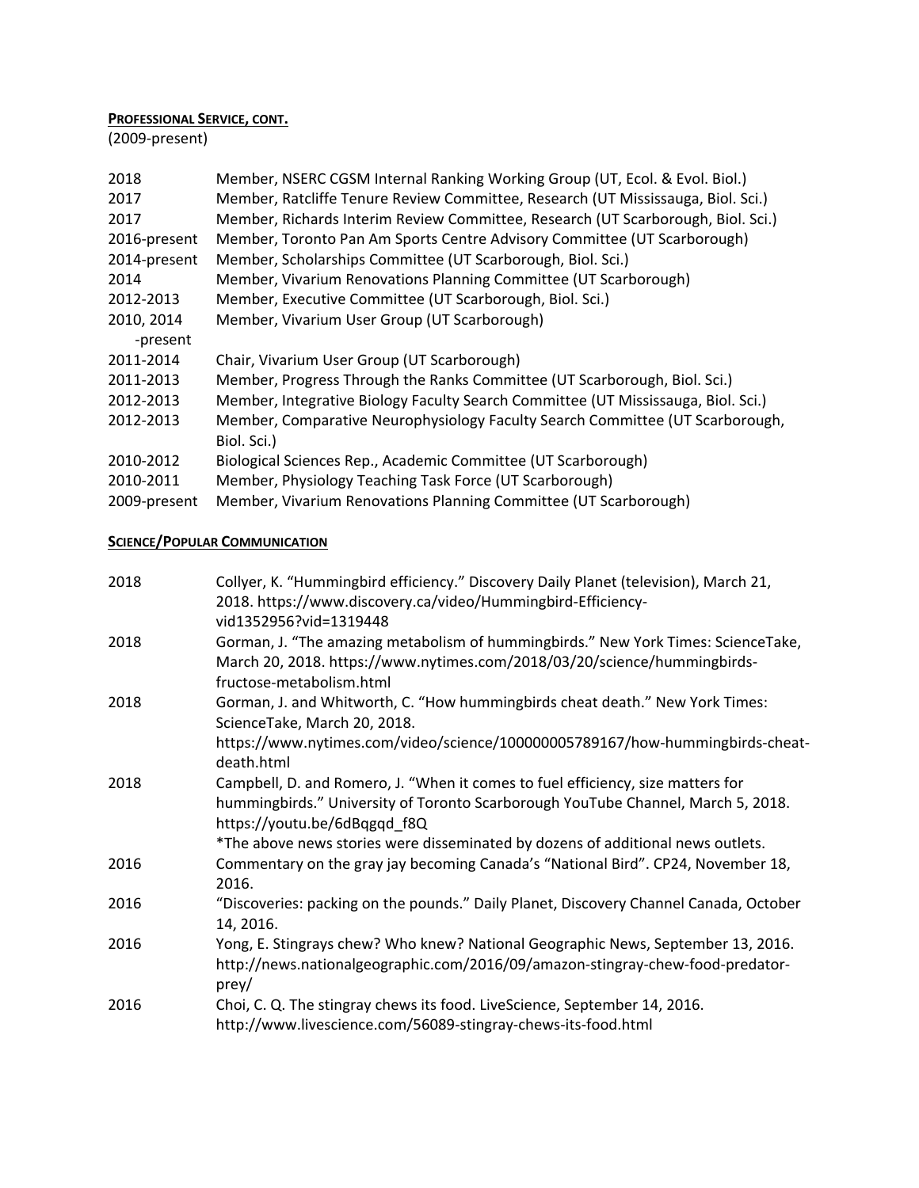**PROFESSIONAL SERVICE, CONT.**

(2009-present)

| | |
|---|---|
| 2018 | Member, NSERC CGSM Internal Ranking Working Group (UT, Ecol. & Evol. Biol.) |
| 2017 | Member, Ratcliffe Tenure Review Committee, Research (UT Mississauga, Biol. Sci.) |
| 2017 | Member, Richards Interim Review Committee, Research (UT Scarborough, Biol. Sci.) |
| 2016-present | Member, Toronto Pan Am Sports Centre Advisory Committee (UT Scarborough) |
| 2014-present | Member, Scholarships Committee (UT Scarborough, Biol. Sci.) |
| 2014 | Member, Vivarium Renovations Planning Committee (UT Scarborough) |
| 2012-2013 | Member, Executive Committee (UT Scarborough, Biol. Sci.) |
| 2010, 2014 -present | Member, Vivarium User Group (UT Scarborough) |
| 2011-2014 | Chair, Vivarium User Group (UT Scarborough) |
| 2011-2013 | Member, Progress Through the Ranks Committee (UT Scarborough, Biol. Sci.) |
| 2012-2013 | Member, Integrative Biology Faculty Search Committee (UT Mississauga, Biol. Sci.) |
| 2012-2013 | Member, Comparative Neurophysiology Faculty Search Committee (UT Scarborough, Biol. Sci.) |
| 2010-2012 | Biological Sciences Rep., Academic Committee (UT Scarborough) |
| 2010-2011 | Member, Physiology Teaching Task Force (UT Scarborough) |
| 2009-present | Member, Vivarium Renovations Planning Committee (UT Scarborough) |

**SCIENCE/POPULAR COMMUNICATION**

| | |
|---|---|
| 2018 | Collyer, K. "Hummingbird efficiency." Discovery Daily Planet (television), March 21, 2018. https://www.discovery.ca/video/Hummingbird-Efficiency-vid1352956?vid=1319448 |
| 2018 | Gorman, J. "The amazing metabolism of hummingbirds." New York Times: ScienceTake, March 20, 2018. https://www.nytimes.com/2018/03/20/science/hummingbirds-fructose-metabolism.html |
| 2018 | Gorman, J. and Whitworth, C. "How hummingbirds cheat death." New York Times: ScienceTake, March 20, 2018. https://www.nytimes.com/video/science/100000005789167/how-hummingbirds-cheat-death.html |
| 2018 | Campbell, D. and Romero, J. "When it comes to fuel efficiency, size matters for hummingbirds." University of Toronto Scarborough YouTube Channel, March 5, 2018. https://youtu.be/6dBqgqd_f8Q *The above news stories were disseminated by dozens of additional news outlets. |
| 2016 | Commentary on the gray jay becoming Canada's "National Bird". CP24, November 18, 2016. |
| 2016 | "Discoveries: packing on the pounds." Daily Planet, Discovery Channel Canada, October 14, 2016. |
| 2016 | Yong, E. Stingrays chew? Who knew? National Geographic News, September 13, 2016. http://news.nationalgeographic.com/2016/09/amazon-stingray-chew-food-predator-prey/ |
| 2016 | Choi, C. Q. The stingray chews its food. LiveScience, September 14, 2016. http://www.livescience.com/56089-stingray-chews-its-food.html |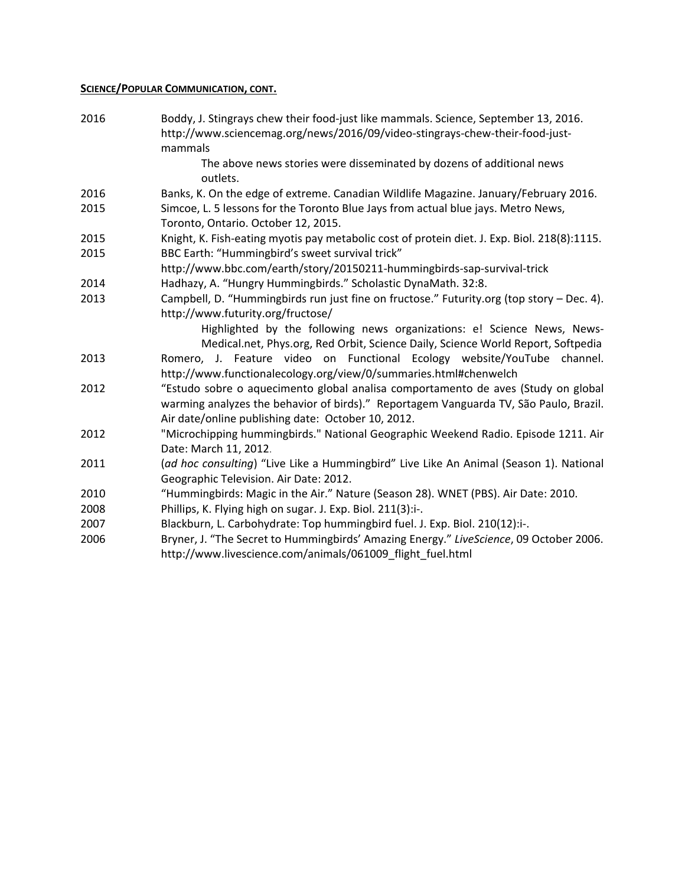**SCIENCE/POPULAR COMMUNICATION, CONT.**

2016 Boddy, J. Stingrays chew their food-just like mammals. Science, September 13, 2016. http://www.sciencemag.org/news/2016/09/video-stingrays-chew-their-food-just-mammals

The above news stories were disseminated by dozens of additional news outlets.

2016 Banks, K. On the edge of extreme. Canadian Wildlife Magazine. January/February 2016.

2015 Simcoe, L. 5 lessons for the Toronto Blue Jays from actual blue jays. Metro News, Toronto, Ontario. October 12, 2015.

2015 Knight, K. Fish-eating myotis pay metabolic cost of protein diet. J. Exp. Biol. 218(8):1115.

2015 BBC Earth: "Hummingbird's sweet survival trick" http://www.bbc.com/earth/story/20150211-hummingbirds-sap-survival-trick

2014 Hadhazy, A. "Hungry Hummingbirds." Scholastic DynaMath. 32:8.

2013 Campbell, D. "Hummingbirds run just fine on fructose." Futurity.org (top story – Dec. 4). http://www.futurity.org/fructose/

Highlighted by the following news organizations: e! Science News, News-Medical.net, Phys.org, Red Orbit, Science Daily, Science World Report, Softpedia

2013 Romero, J. Feature video on Functional Ecology website/YouTube channel. http://www.functionalecology.org/view/0/summaries.html#chenwelch

2012 "Estudo sobre o aquecimento global analisa comportamento de aves (Study on global warming analyzes the behavior of birds)." Reportagem Vanguarda TV, São Paulo, Brazil. Air date/online publishing date: October 10, 2012.

2012 "Microchipping hummingbirds." National Geographic Weekend Radio. Episode 1211. Air Date: March 11, 2012.

2011 (*ad hoc consulting*) "Live Like a Hummingbird" Live Like An Animal (Season 1). National Geographic Television. Air Date: 2012.

2010 "Hummingbirds: Magic in the Air." Nature (Season 28). WNET (PBS). Air Date: 2010.

2008 Phillips, K. Flying high on sugar. J. Exp. Biol. 211(3):i-.

2007 Blackburn, L. Carbohydrate: Top hummingbird fuel. J. Exp. Biol. 210(12):i-.

2006 Bryner, J. "The Secret to Hummingbirds' Amazing Energy." *LiveScience*, 09 October 2006. http://www.livescience.com/animals/061009_flight_fuel.html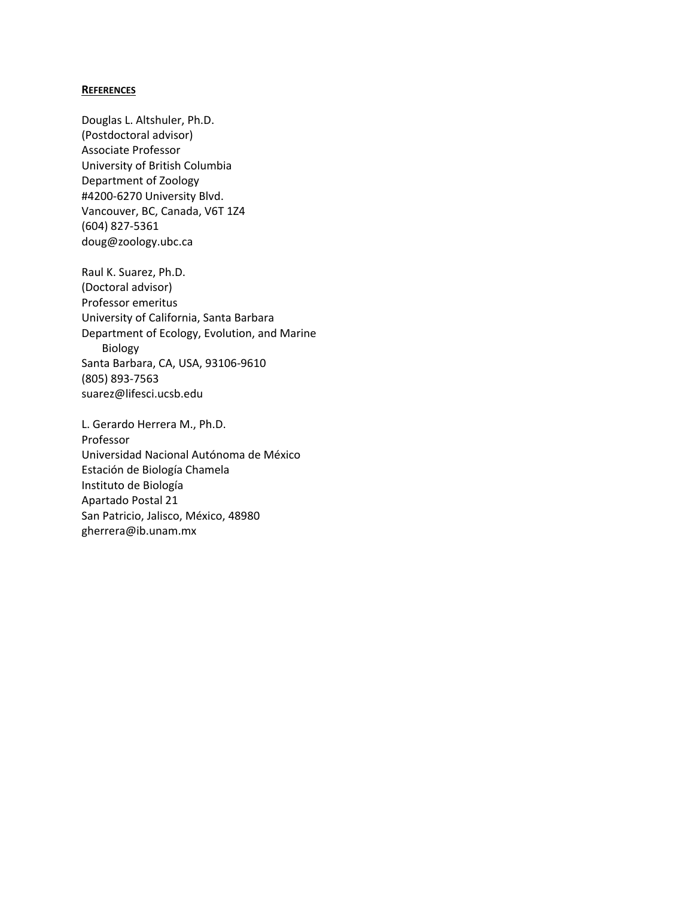## **REFERENCES**

Douglas L. Altshuler, Ph.D.
(Postdoctoral advisor)
Associate Professor
University of British Columbia
Department of Zoology
#4200-6270 University Blvd.
Vancouver, BC, Canada, V6T 1Z4
(604) 827-5361
doug@zoology.ubc.ca

Raul K. Suarez, Ph.D.
(Doctoral advisor)
Professor emeritus
University of California, Santa Barbara
Department of Ecology, Evolution, and Marine Biology
Santa Barbara, CA, USA, 93106-9610
(805) 893-7563
suarez@lifesci.ucsb.edu

L. Gerardo Herrera M., Ph.D.
Professor
Universidad Nacional Autónoma de México
Estación de Biología Chamela
Instituto de Biología
Apartado Postal 21
San Patricio, Jalisco, México, 48980
gherrera@ib.unam.mx